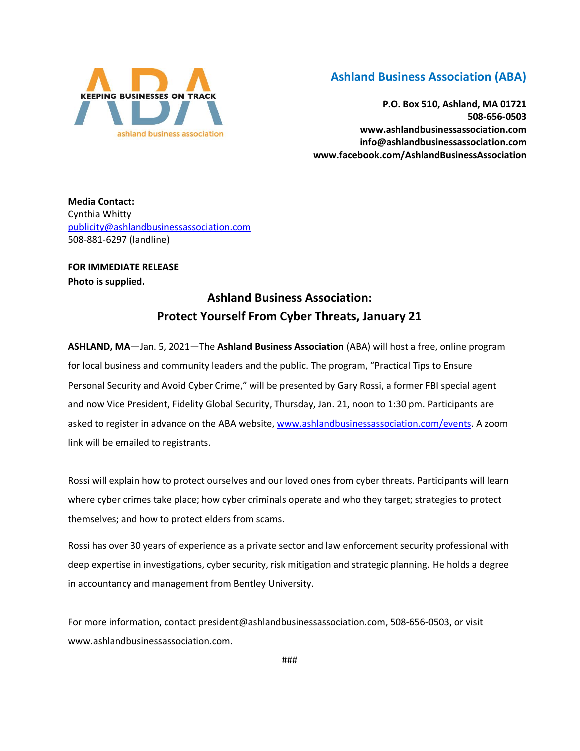KEEPING BUSINESSES ON TRACK

ashland business association

## Ashland Business Association (ABA)

**P.O. Box 510, Ashland, MA 01721**
**508-656-0503**
**www.ashlandbusinessassociation.com**
**info@ashlandbusinessassociation.com**
**www.facebook.com/AshlandBusinessAssociation**

**Media Contact:**
Cynthia Whitty
publicity@ashlandbusinessassociation.com
508-881-6297 (landline)

**FOR IMMEDIATE RELEASE**
**Photo is supplied.**

# Ashland Business Association: Protect Yourself From Cyber Threats, January 21

**ASHLAND, MA**—Jan. 5, 2021—The **Ashland Business Association** (ABA) will host a free, online program for local business and community leaders and the public. The program, "Practical Tips to Ensure Personal Security and Avoid Cyber Crime," will be presented by Gary Rossi, a former FBI special agent and now Vice President, Fidelity Global Security, Thursday, Jan. 21, noon to 1:30 pm. Participants are asked to register in advance on the ABA website, www.ashlandbusinessassociation.com/events. A zoom link will be emailed to registrants.

Rossi will explain how to protect ourselves and our loved ones from cyber threats. Participants will learn where cyber crimes take place; how cyber criminals operate and who they target; strategies to protect themselves; and how to protect elders from scams.

Rossi has over 30 years of experience as a private sector and law enforcement security professional with deep expertise in investigations, cyber security, risk mitigation and strategic planning. He holds a degree in accountancy and management from Bentley University.

For more information, contact president@ashlandbusinessassociation.com, 508-656-0503, or visit www.ashlandbusinessassociation.com.

###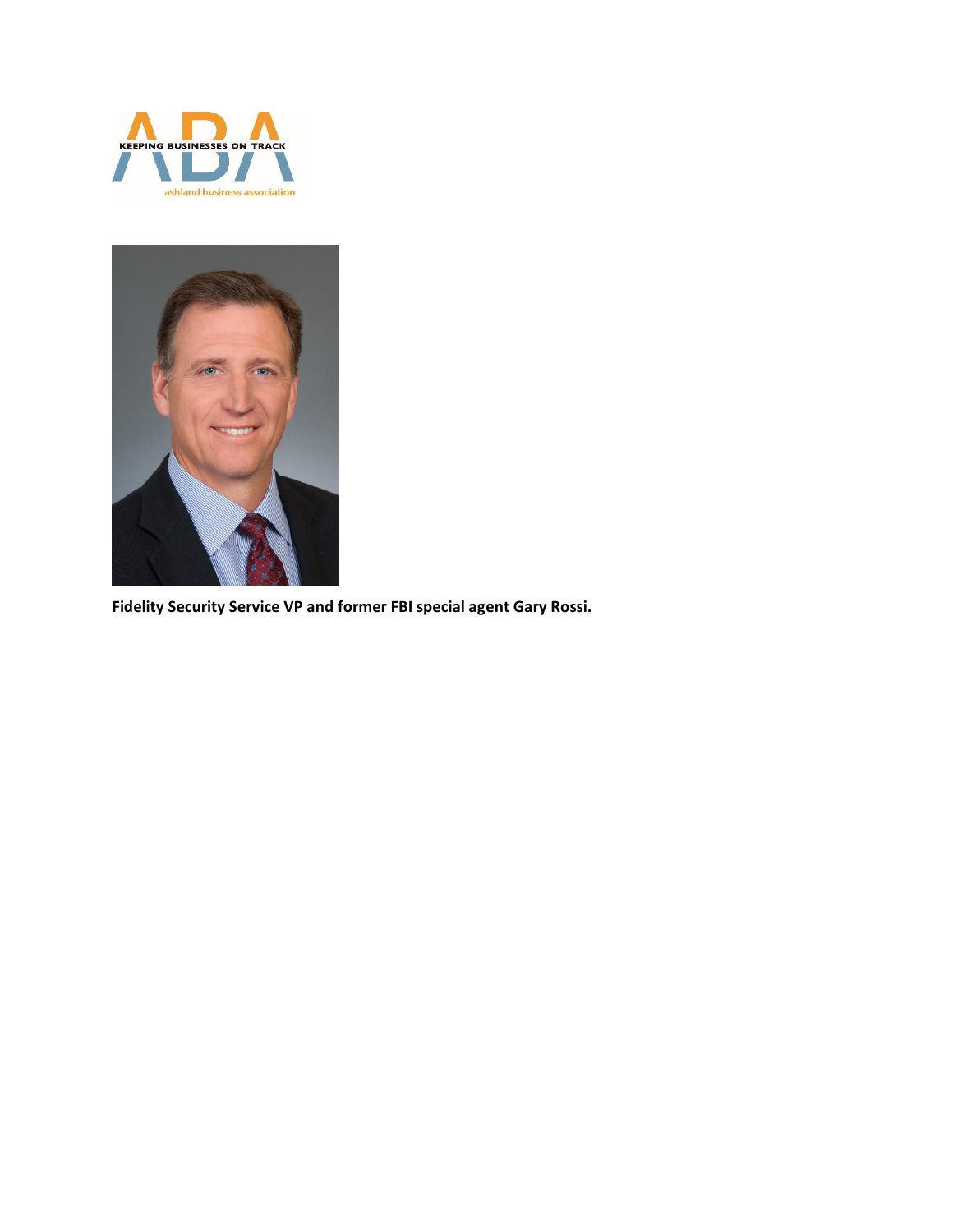**Fidelity Security Service VP and former FBI special agent Gary Rossi.**